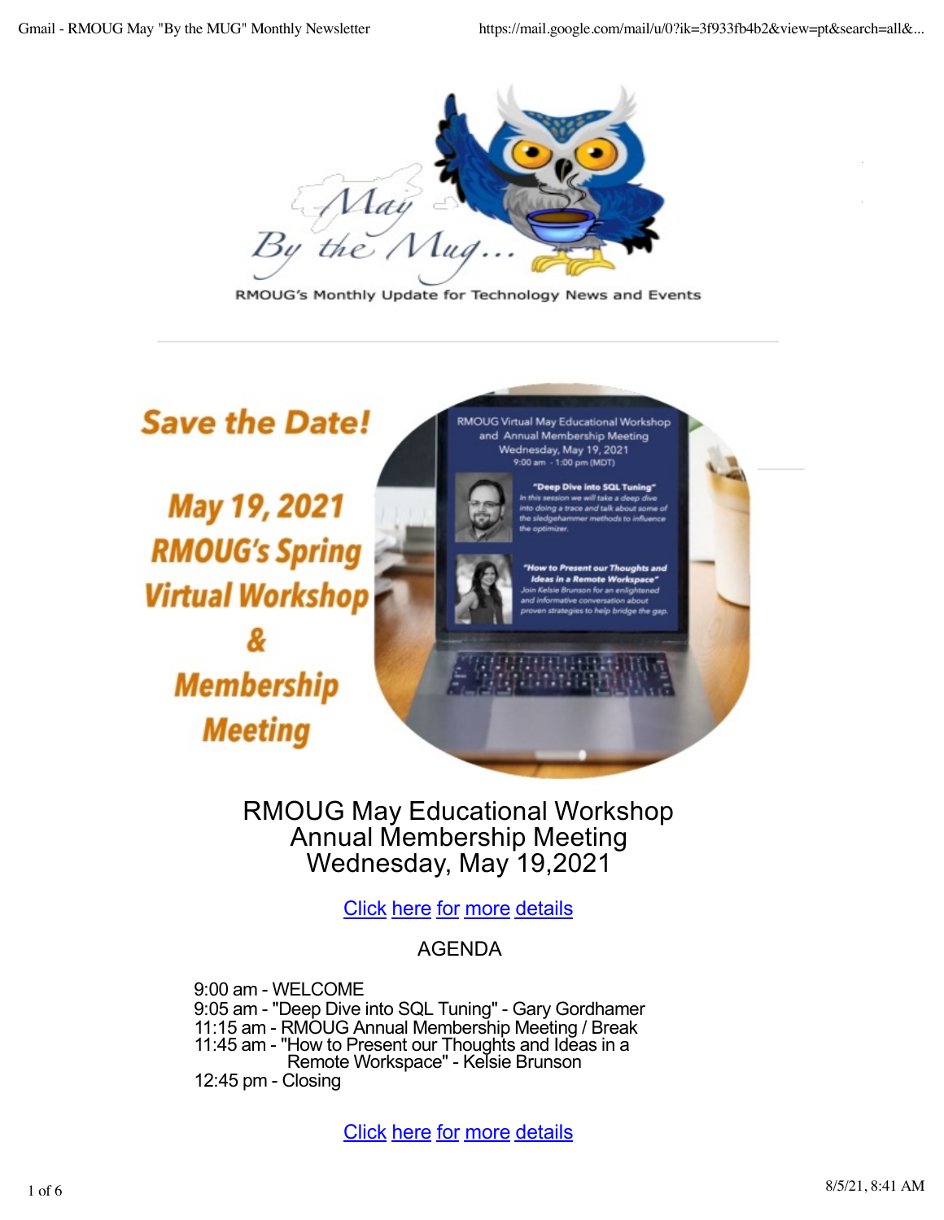May By the Mug...

RMOUG's Monthly Update for Technology News and Events

---

Save the Date!

May 19, 2021 RMOUG's Spring Virtual Workshop & Membership Meeting

RMOUG Virtual May Educational Workshop and Annual Membership Meeting
Wednesday, May 19, 2021
9:00 am - 1:00 pm (MDT)

"Deep Dive into SQL Tuning"
In this session we will take a deep dive into doing a trace and talk about some of the sledgehammer methods to influence the optimizer.

"How to Present our Thoughts and Ideas in a Remote Workspace"
Join Kelsie Brunson for an enlightened and informative conversation about proven strategies to help bridge the gap.

## RMOUG May Educational Workshop Annual Membership Meeting Wednesday, May 19,2021

Click here for more details

AGENDA

9:00 am - WELCOME
9:05 am - "Deep Dive into SQL Tuning" - Gary Gordhamer
11:15 am - RMOUG Annual Membership Meeting / Break
11:45 am - "How to Present our Thoughts and Ideas in a Remote Workspace" - Kelsie Brunson
12:45 pm - Closing

Click here for more details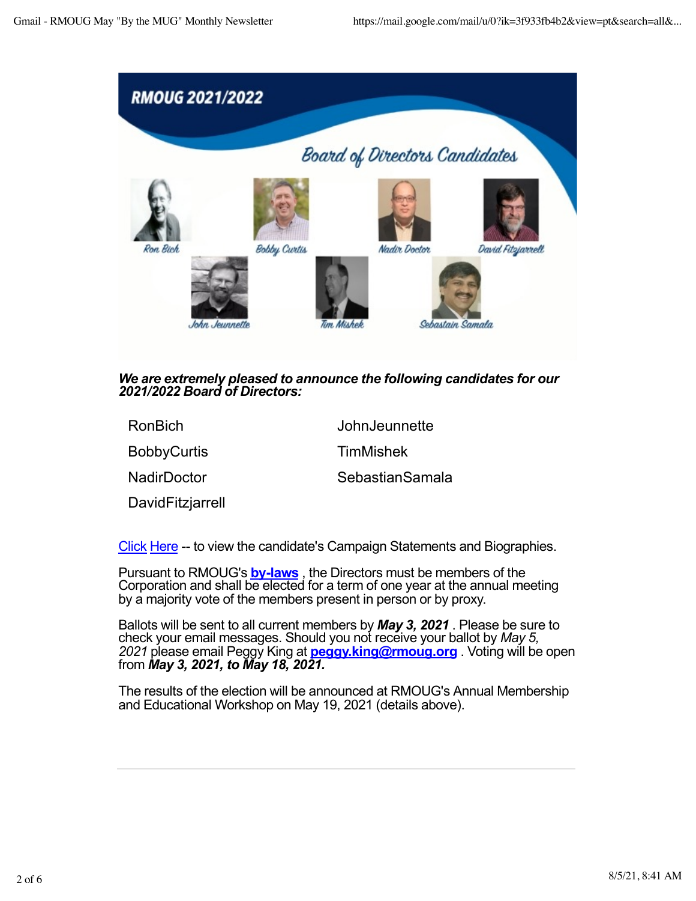RMOUG 2021/2022

Board of Directors Candidates

Ron Bich, Bobby Curtis, Nadir Doctor, David Fitzjarrell, John Jeunnette, Tim Mishek, Sebastain Samala

***We are extremely pleased to announce the following candidates for our 2021/2022 Board of Directors:***

| | |
|---|---|
| RonBich | JohnJeunnette |
| BobbyCurtis | TimMishek |
| NadirDoctor | SebastianSamala |
| DavidFitzjarrell | |

Click Here -- to view the candidate's Campaign Statements and Biographies.

Pursuant to RMOUG's **by-laws** , the Directors must be members of the Corporation and shall be elected for a term of one year at the annual meeting by a majority vote of the members present in person or by proxy.

Ballots will be sent to all current members by ***May 3, 2021*** . Please be sure to check your email messages. Should you not receive your ballot by *May 5, 2021* please email Peggy King at **peggy.king@rmoug.org** . Voting will be open from ***May 3, 2021, to May 18, 2021.***

The results of the election will be announced at RMOUG's Annual Membership and Educational Workshop on May 19, 2021 (details above).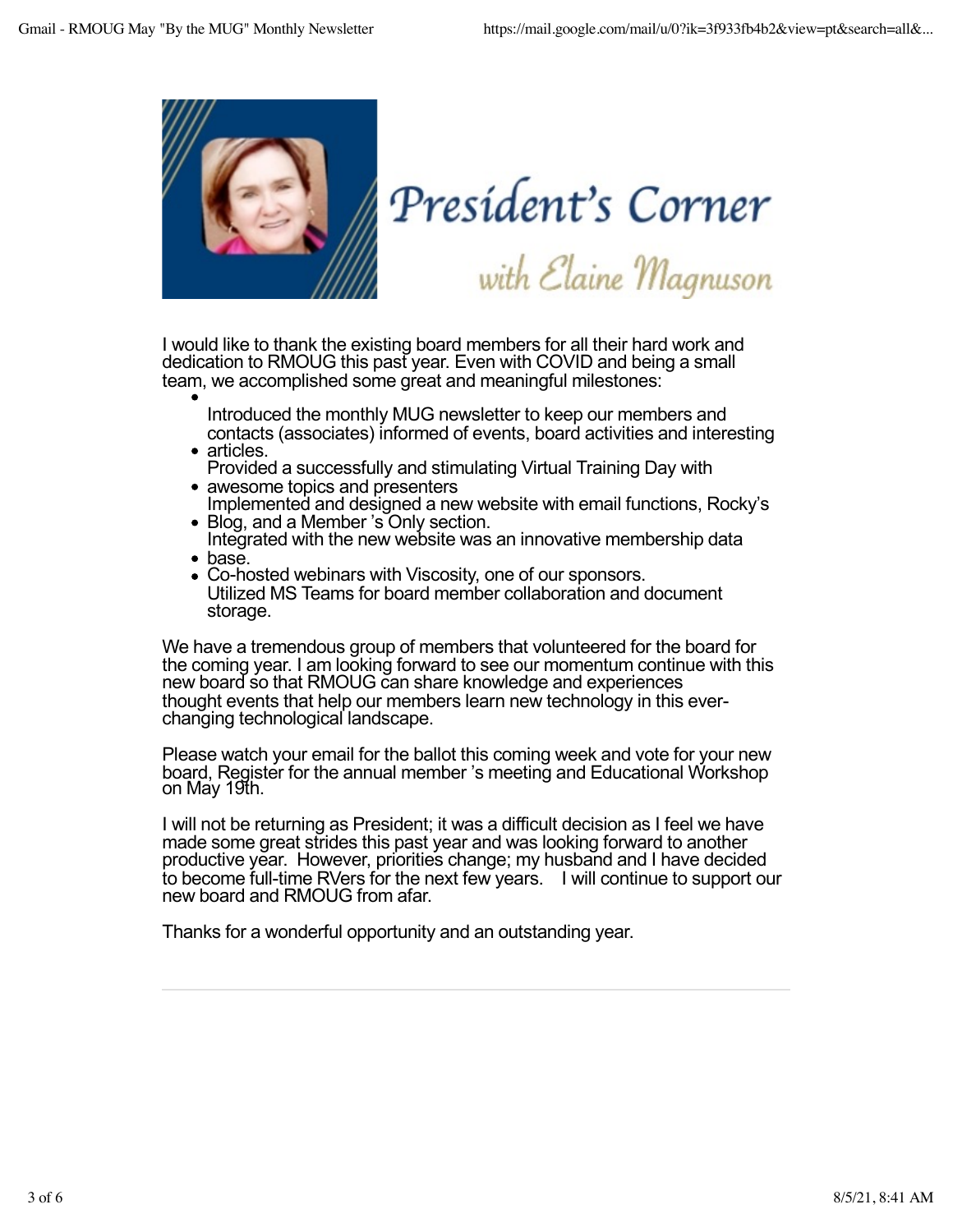# President's Corner

## with Elaine Magnuson

I would like to thank the existing board members for all their hard work and dedication to RMOUG this past year. Even with COVID and being a small team, we accomplished some great and meaningful milestones:

- Introduced the monthly MUG newsletter to keep our members and contacts (associates) informed of events, board activities and interesting articles.
- Provided a successfully and stimulating Virtual Training Day with awesome topics and presenters
- Implemented and designed a new website with email functions, Rocky's Blog, and a Member 's Only section.
- Integrated with the new website was an innovative membership data base.
- Co-hosted webinars with Viscosity, one of our sponsors.
- Utilized MS Teams for board member collaboration and document storage.

We have a tremendous group of members that volunteered for the board for the coming year. I am looking forward to see our momentum continue with this new board so that RMOUG can share knowledge and experiences thought events that help our members learn new technology in this ever-changing technological landscape.

Please watch your email for the ballot this coming week and vote for your new board, Register for the annual member 's meeting and Educational Workshop on May 19th.

I will not be returning as President; it was a difficult decision as I feel we have made some great strides this past year and was looking forward to another productive year. However, priorities change; my husband and I have decided to become full-time RVers for the next few years. I will continue to support our new board and RMOUG from afar.

Thanks for a wonderful opportunity and an outstanding year.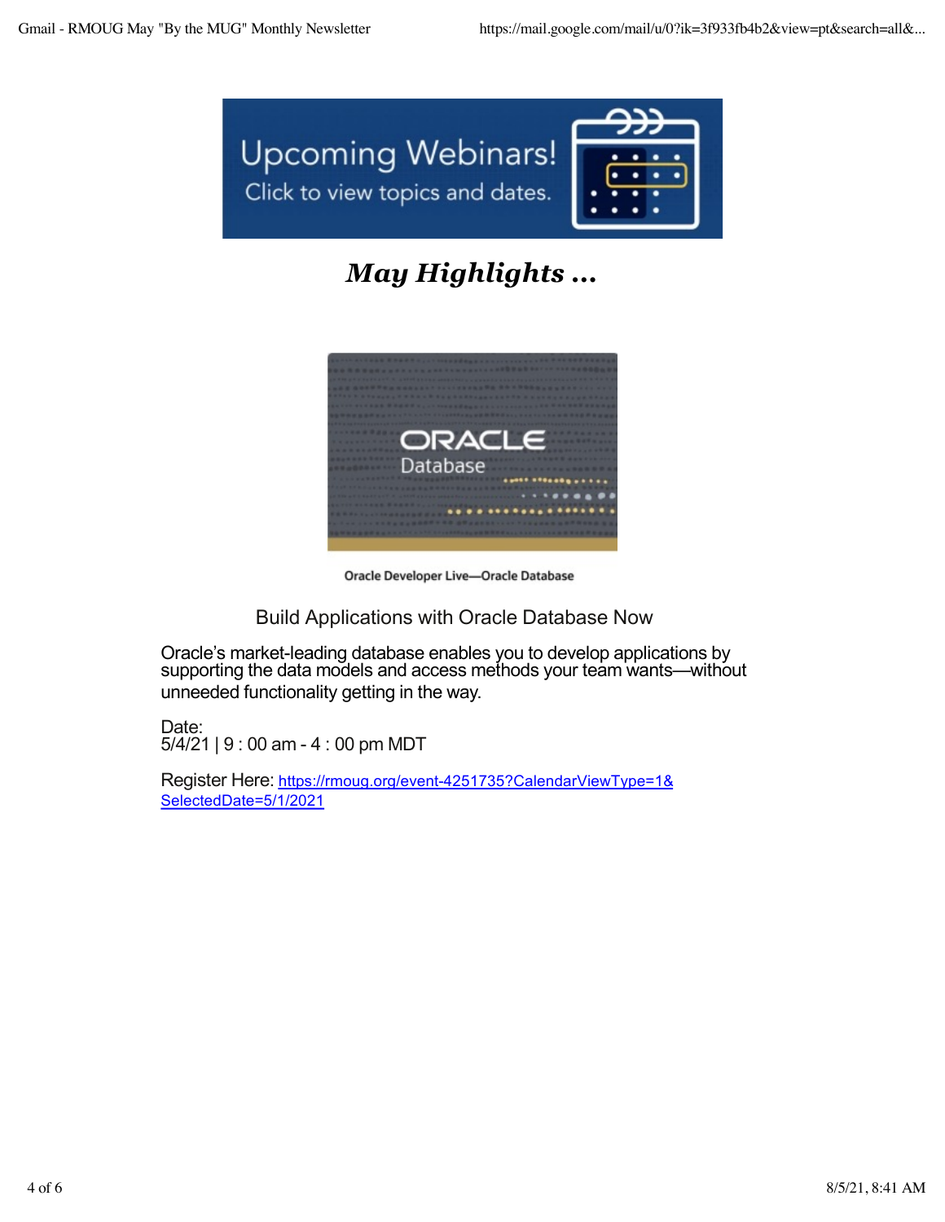Upcoming Webinars!
Click to view topics and dates.

# *May Highlights ...*

ORACLE
Database

Oracle Developer Live—Oracle Database

Build Applications with Oracle Database Now

Oracle's market-leading database enables you to develop applications by supporting the data models and access methods your team wants—without unneeded functionality getting in the way.

Date:
5/4/21 | 9 : 00 am - 4 : 00 pm MDT

Register Here: [https://rmoug.org/event-4251735?CalendarViewType=1&SelectedDate=5/1/2021](https://rmoug.org/event-4251735?CalendarViewType=1&SelectedDate=5/1/2021)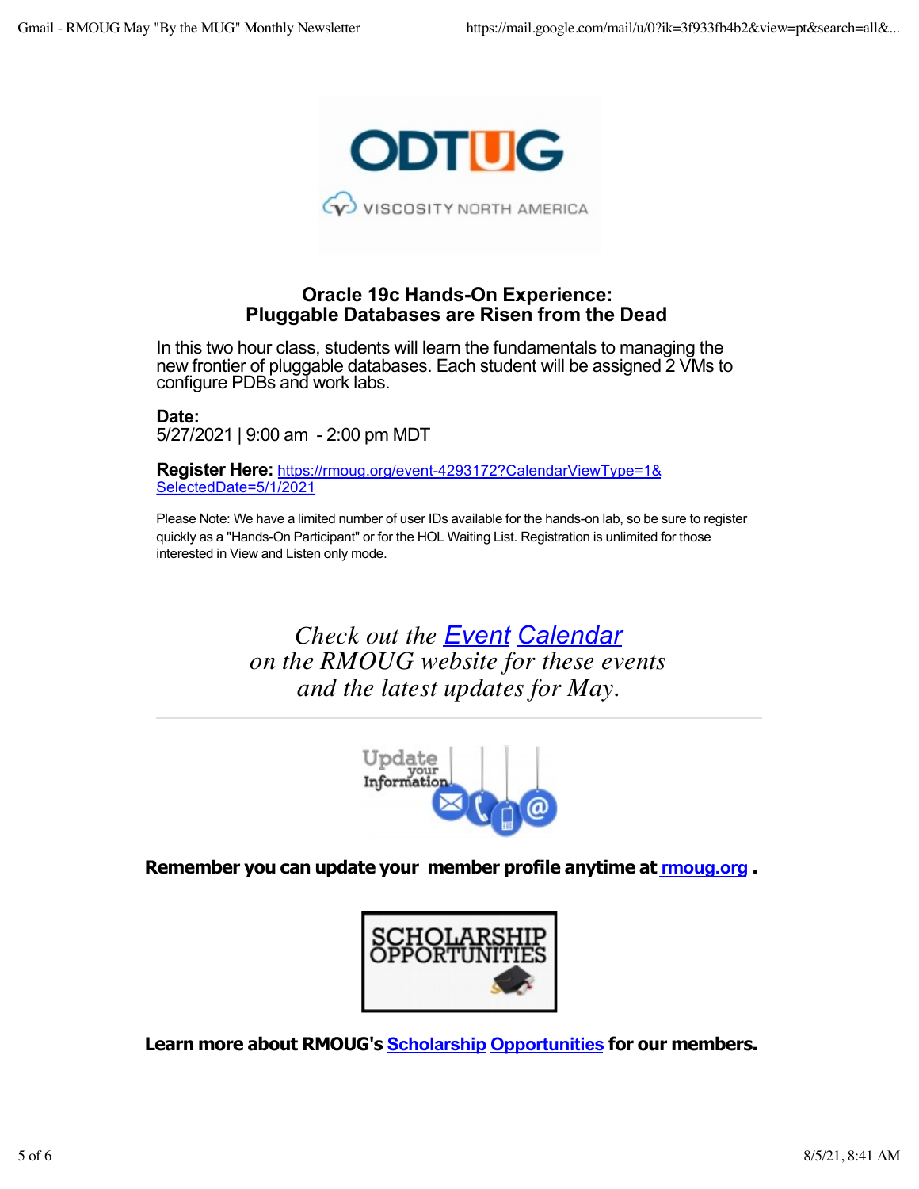### Oracle 19c Hands-On Experience:
### Pluggable Databases are Risen from the Dead

In this two hour class, students will learn the fundamentals to managing the new frontier of pluggable databases. Each student will be assigned 2 VMs to configure PDBs and work labs.

**Date:**
5/27/2021 | 9:00 am - 2:00 pm MDT

**Register Here:** https://rmoug.org/event-4293172?CalendarViewType=1&SelectedDate=5/1/2021

Please Note: We have a limited number of user IDs available for the hands-on lab, so be sure to register quickly as a "Hands-On Participant" or for the HOL Waiting List. Registration is unlimited for those interested in View and Listen only mode.

*Check out the Event Calendar on the RMOUG website for these events and the latest updates for May.*

---

**Remember you can update your member profile anytime at rmoug.org .**

**Learn more about RMOUG's Scholarship Opportunities for our members.**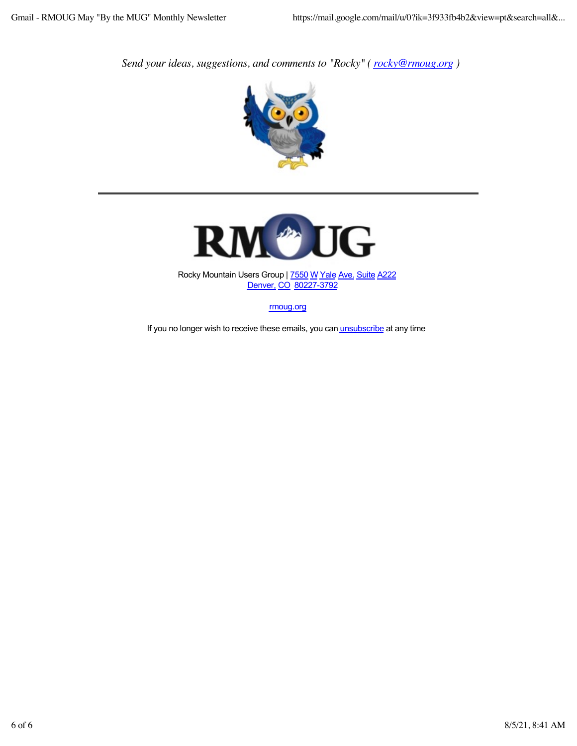*Send your ideas, suggestions, and comments to "Rocky" ( rocky@rmoug.org )*

---

Rocky Mountain Users Group | 7550 W Yale Ave. Suite A222
Denver, CO 80227-3792

rmoug.org

If you no longer wish to receive these emails, you can unsubscribe at any time